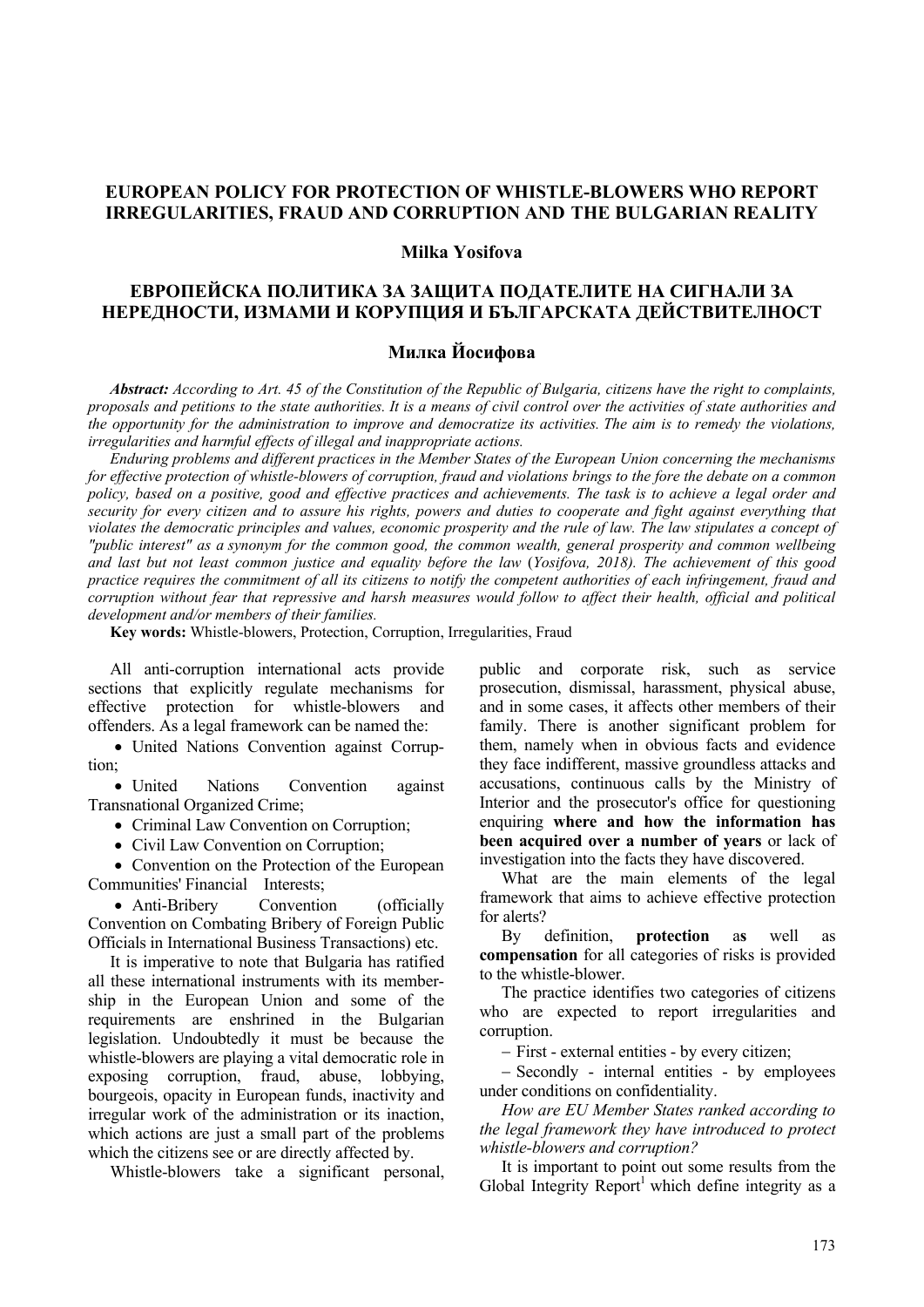# EUROPEAN POLICY FOR PROTECTION OF WHISTLE-BLOWERS WHO REPORT IRREGULARITIES, FRAUD AND CORRUPTION AND THE BULGARIAN REALITY

**Milka Yosifova**

# ЕВРОПЕЙСКА ПОЛИТИКА ЗА ЗАЩИТА ПОДАТЕЛИТЕ НА СИГНАЛИ ЗА НЕРЕДНОСТИ, ИЗМАМИ И КОРУПЦИЯ И БЪЛГАРСКАТА ДЕЙСТВИТЕЛНОСТ

**Милка Йосифова**

***Abstract:*** *According to Art. 45 of the Constitution of the Republic of Bulgaria, citizens have the right to complaints, proposals and petitions to the state authorities. It is a means of civil control over the activities of state authorities and the opportunity for the administration to improve and democratize its activities. The aim is to remedy the violations, irregularities and harmful effects of illegal and inappropriate actions.*

*Enduring problems and different practices in the Member States of the European Union concerning the mechanisms for effective protection of whistle-blowers of corruption, fraud and violations brings to the fore the debate on a common policy, based on a positive, good and effective practices and achievements. The task is to achieve a legal order and security for every citizen and to assure his rights, powers and duties to cooperate and fight against everything that violates the democratic principles and values, economic prosperity and the rule of law. The law stipulates a concept of "public interest" as a synonym for the common good, the common wealth, general prosperity and common wellbeing and last but not least common justice and equality before the law (Yosifova, 2018). The achievement of this good practice requires the commitment of all its citizens to notify the competent authorities of each infringement, fraud and corruption without fear that repressive and harsh measures would follow to affect their health, official and political development and/or members of their families.*

**Key words:** Whistle-blowers, Protection, Corruption, Irregularities, Fraud

All anti-corruption international acts provide sections that explicitly regulate mechanisms for effective protection for whistle-blowers and offenders. As a legal framework can be named the:

- United Nations Convention against Corruption;
- United Nations Convention against Transnational Organized Crime;
- Criminal Law Convention on Corruption;
- Civil Law Convention on Corruption;
- Convention on the Protection of the European Communities' Financial Interests;
- Anti-Bribery Convention (officially Convention on Combating Bribery of Foreign Public Officials in International Business Transactions) etc.

It is imperative to note that Bulgaria has ratified all these international instruments with its membership in the European Union and some of the requirements are enshrined in the Bulgarian legislation. Undoubtedly it must be because the whistle-blowers are playing a vital democratic role in exposing corruption, fraud, abuse, lobbying, bourgeois, opacity in European funds, inactivity and irregular work of the administration or its inaction, which actions are just a small part of the problems which the citizens see or are directly affected by.

Whistle-blowers take a significant personal, public and corporate risk, such as service prosecution, dismissal, harassment, physical abuse, and in some cases, it affects other members of their family. There is another significant problem for them, namely when in obvious facts and evidence they face indifferent, massive groundless attacks and accusations, continuous calls by the Ministry of Interior and the prosecutor's office for questioning enquiring **where and how the information has been acquired over a number of years** or lack of investigation into the facts they have discovered.

What are the main elements of the legal framework that aims to achieve effective protection for alerts?

By definition, **protection** as well as **compensation** for all categories of risks is provided to the whistle-blower.

The practice identifies two categories of citizens who are expected to report irregularities and corruption.

- First - external entities - by every citizen;
- Secondly - internal entities - by employees under conditions on confidentiality.

*How are EU Member States ranked according to the legal framework they have introduced to protect whistle-blowers and corruption?*

It is important to point out some results from the Global Integrity Report[1] which define integrity as a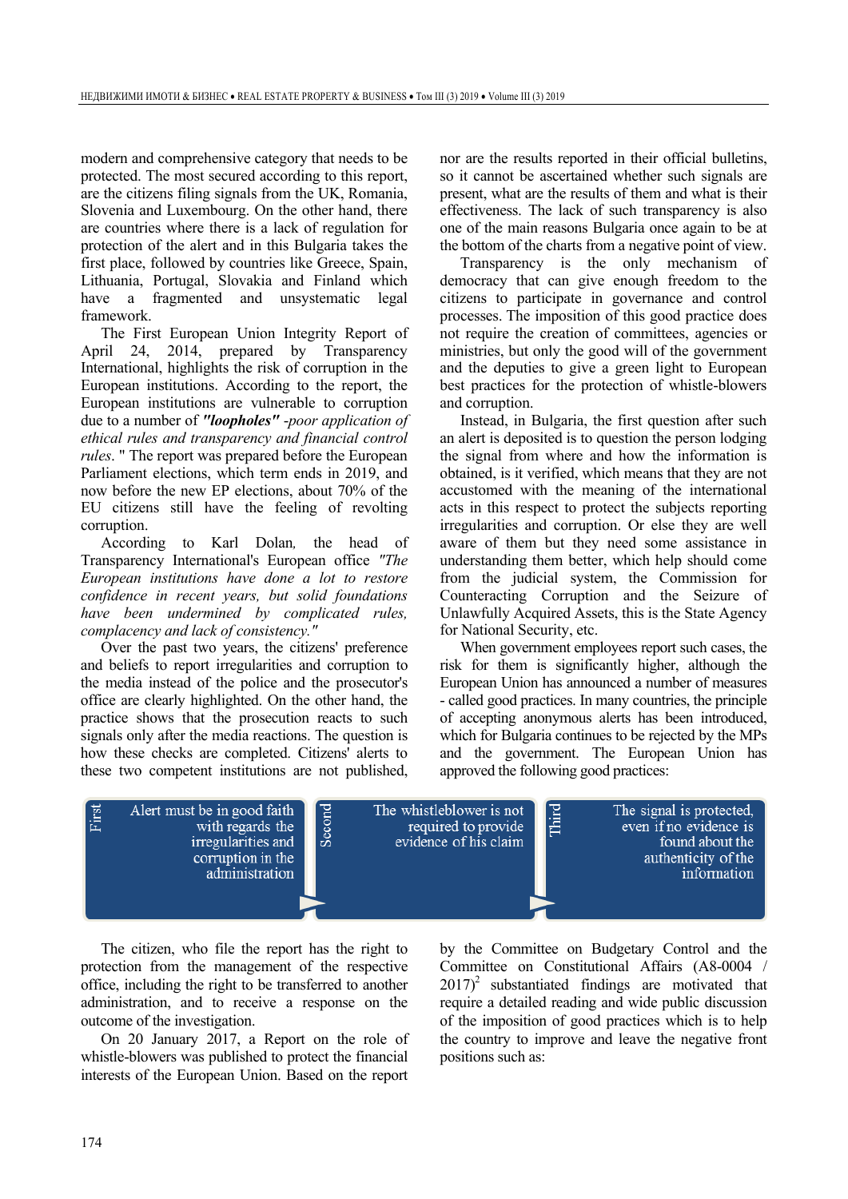modern and comprehensive category that needs to be protected. The most secured according to this report, are the citizens filing signals from the UK, Romania, Slovenia and Luxembourg. On the other hand, there are countries where there is a lack of regulation for protection of the alert and in this Bulgaria takes the first place, followed by countries like Greece, Spain, Lithuania, Portugal, Slovakia and Finland which have a fragmented and unsystematic legal framework.

The First European Union Integrity Report of April 24, 2014, prepared by Transparency International, highlights the risk of corruption in the European institutions. According to the report, the European institutions are vulnerable to corruption due to a number of ***"loopholes"*** *-poor application of ethical rules and transparency and financial control rules.* " The report was prepared before the European Parliament elections, which term ends in 2019, and now before the new EP elections, about 70% of the EU citizens still have the feeling of revolting corruption.

According to Karl Dolan, the head of Transparency International's European office *"The European institutions have done a lot to restore confidence in recent years, but solid foundations have been undermined by complicated rules, complacency and lack of consistency."*

Over the past two years, the citizens' preference and beliefs to report irregularities and corruption to the media instead of the police and the prosecutor's office are clearly highlighted. On the other hand, the practice shows that the prosecution reacts to such signals only after the media reactions. The question is how these checks are completed. Citizens' alerts to these two competent institutions are not published, nor are the results reported in their official bulletins, so it cannot be ascertained whether such signals are present, what are the results of them and what is their effectiveness. The lack of such transparency is also one of the main reasons Bulgaria once again to be at the bottom of the charts from a negative point of view.

Transparency is the only mechanism of democracy that can give enough freedom to the citizens to participate in governance and control processes. The imposition of this good practice does not require the creation of committees, agencies or ministries, but only the good will of the government and the deputies to give a green light to European best practices for the protection of whistle-blowers and corruption.

Instead, in Bulgaria, the first question after such an alert is deposited is to question the person lodging the signal from where and how the information is obtained, is it verified, which means that they are not accustomed with the meaning of the international acts in this respect to protect the subjects reporting irregularities and corruption. Or else they are well aware of them but they need some assistance in understanding them better, which help should come from the judicial system, the Commission for Counteracting Corruption and the Seizure of Unlawfully Acquired Assets, this is the State Agency for National Security, etc.

When government employees report such cases, the risk for them is significantly higher, although the European Union has announced a number of measures - called good practices. In many countries, the principle of accepting anonymous alerts has been introduced, which for Bulgaria continues to be rejected by the MPs and the government. The European Union has approved the following good practices:

- **First:** Alert must be in good faith with regards the irregularities and corruption in the administration
- **Second:** The whistleblower is not required to provide evidence of his claim
- **Third:** The signal is protected, even if no evidence is found about the authenticity of the information

The citizen, who file the report has the right to protection from the management of the respective office, including the right to be transferred to another administration, and to receive a response on the outcome of the investigation.

On 20 January 2017, a Report on the role of whistle-blowers was published to protect the financial interests of the European Union. Based on the report by the Committee on Budgetary Control and the Committee on Constitutional Affairs (A8-0004 / 2017)[2] substantiated findings are motivated that require a detailed reading and wide public discussion of the imposition of good practices which is to help the country to improve and leave the negative front positions such as: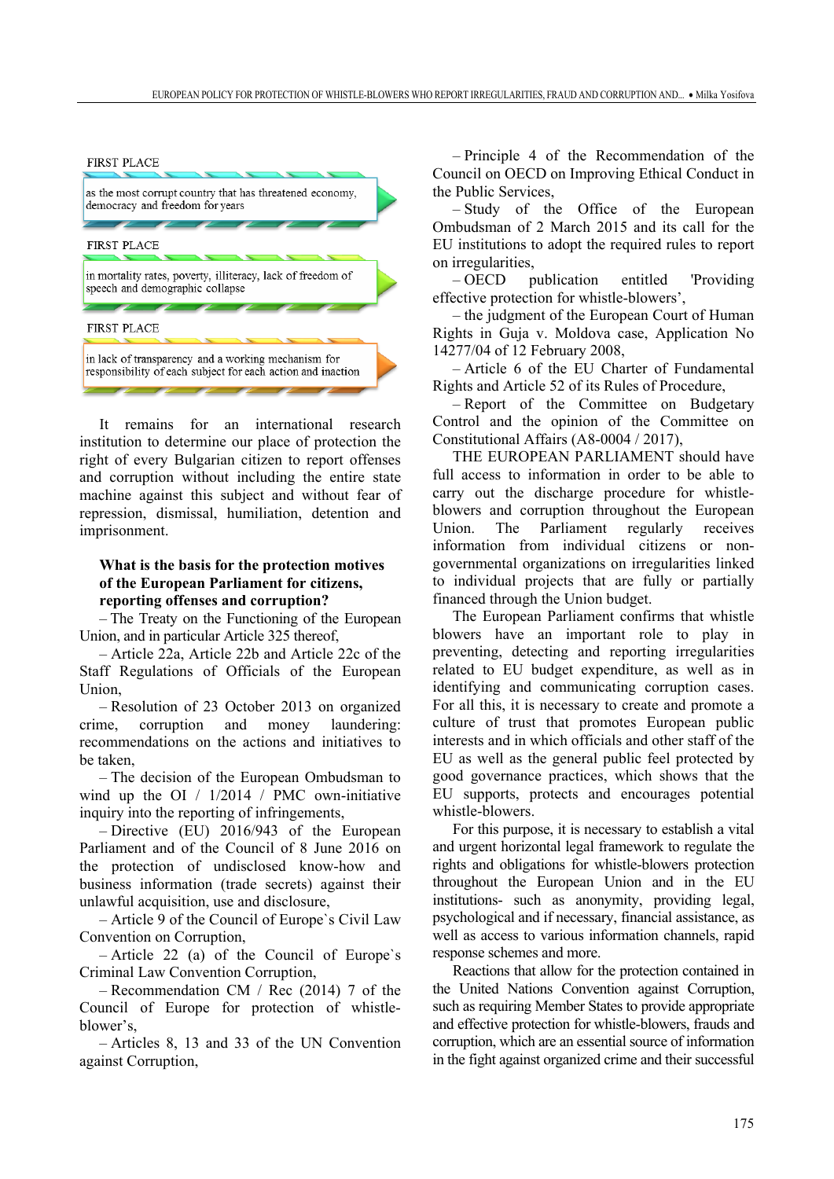FIRST PLACE

as the most corrupt country that has threatened economy, democracy and freedom for years

FIRST PLACE

in mortality rates, poverty, illiteracy, lack of freedom of speech and demographic collapse

FIRST PLACE

in lack of transparency and a working mechanism for responsibility of each subject for each action and inaction

It remains for an international research institution to determine our place of protection the right of every Bulgarian citizen to report offenses and corruption without including the entire state machine against this subject and without fear of repression, dismissal, humiliation, detention and imprisonment.

**What is the basis for the protection motives of the European Parliament for citizens, reporting offenses and corruption?**

– The Treaty on the Functioning of the European Union, and in particular Article 325 thereof,

– Article 22a, Article 22b and Article 22c of the Staff Regulations of Officials of the European Union,

– Resolution of 23 October 2013 on organized crime, corruption and money laundering: recommendations on the actions and initiatives to be taken,

– The decision of the European Ombudsman to wind up the OI / 1/2014 / PMC own-initiative inquiry into the reporting of infringements,

– Directive (EU) 2016/943 of the European Parliament and of the Council of 8 June 2016 on the protection of undisclosed know-how and business information (trade secrets) against their unlawful acquisition, use and disclosure,

– Article 9 of the Council of Europe`s Civil Law Convention on Corruption,

– Article 22 (a) of the Council of Europe`s Criminal Law Convention Corruption,

– Recommendation CM / Rec (2014) 7 of the Council of Europe for protection of whistle-blower's,

– Articles 8, 13 and 33 of the UN Convention against Corruption,

– Principle 4 of the Recommendation of the Council on OECD on Improving Ethical Conduct in the Public Services,

– Study of the Office of the European Ombudsman of 2 March 2015 and its call for the EU institutions to adopt the required rules to report on irregularities,

– OECD publication entitled 'Providing effective protection for whistle-blowers',

– the judgment of the European Court of Human Rights in Guja v. Moldova case, Application No 14277/04 of 12 February 2008,

– Article 6 of the EU Charter of Fundamental Rights and Article 52 of its Rules of Procedure,

– Report of the Committee on Budgetary Control and the opinion of the Committee on Constitutional Affairs (A8-0004 / 2017),

THE EUROPEAN PARLIAMENT should have full access to information in order to be able to carry out the discharge procedure for whistle-blowers and corruption throughout the European Union. The Parliament regularly receives information from individual citizens or non-governmental organizations on irregularities linked to individual projects that are fully or partially financed through the Union budget.

The European Parliament confirms that whistle blowers have an important role to play in preventing, detecting and reporting irregularities related to EU budget expenditure, as well as in identifying and communicating corruption cases. For all this, it is necessary to create and promote a culture of trust that promotes European public interests and in which officials and other staff of the EU as well as the general public feel protected by good governance practices, which shows that the EU supports, protects and encourages potential whistle-blowers.

For this purpose, it is necessary to establish a vital and urgent horizontal legal framework to regulate the rights and obligations for whistle-blowers protection throughout the European Union and in the EU institutions- such as anonymity, providing legal, psychological and if necessary, financial assistance, as well as access to various information channels, rapid response schemes and more.

Reactions that allow for the protection contained in the United Nations Convention against Corruption, such as requiring Member States to provide appropriate and effective protection for whistle-blowers, frauds and corruption, which are an essential source of information in the fight against organized crime and their successful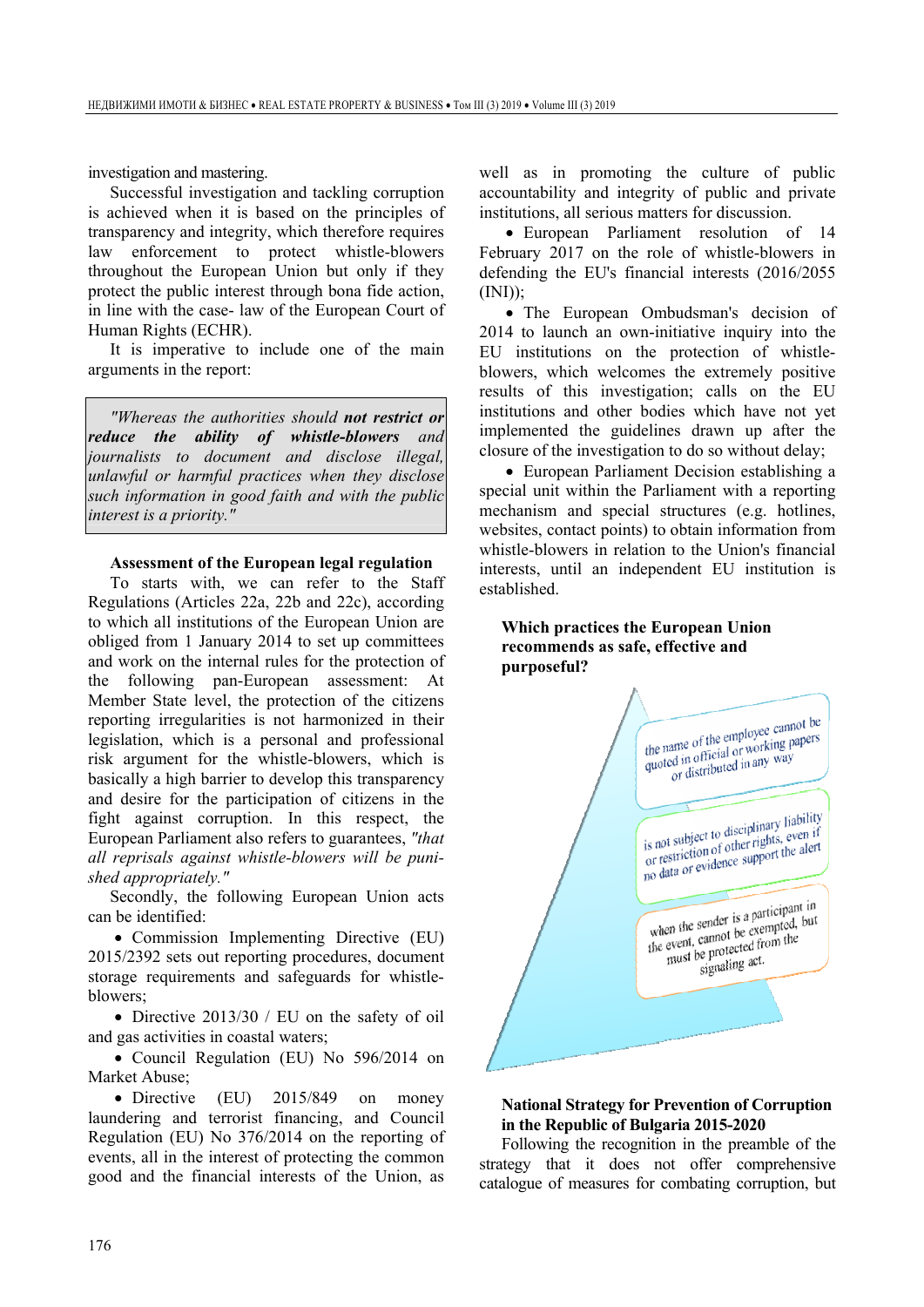investigation and mastering.

Successful investigation and tackling corruption is achieved when it is based on the principles of transparency and integrity, which therefore requires law enforcement to protect whistle-blowers throughout the European Union but only if they protect the public interest through bona fide action, in line with the case- law of the European Court of Human Rights (ECHR).

It is imperative to include one of the main arguments in the report:

> *"Whereas the authorities should **not restrict or reduce the ability of whistle-blowers** and journalists to document and disclose illegal, unlawful or harmful practices when they disclose such information in good faith and with the public interest is a priority."*

**Assessment of the European legal regulation**

To starts with, we can refer to the Staff Regulations (Articles 22a, 22b and 22c), according to which all institutions of the European Union are obliged from 1 January 2014 to set up committees and work on the internal rules for the protection of the following pan-European assessment: At Member State level, the protection of the citizens reporting irregularities is not harmonized in their legislation, which is a personal and professional risk argument for the whistle-blowers, which is basically a high barrier to develop this transparency and desire for the participation of citizens in the fight against corruption. In this respect, the European Parliament also refers to guarantees, *"that all reprisals against whistle-blowers will be punished appropriately."*

Secondly, the following European Union acts can be identified:

- Commission Implementing Directive (EU) 2015/2392 sets out reporting procedures, document storage requirements and safeguards for whistle-blowers;
- Directive 2013/30 / EU on the safety of oil and gas activities in coastal waters;
- Council Regulation (EU) No 596/2014 on Market Abuse;
- Directive (EU) 2015/849 on money laundering and terrorist financing, and Council Regulation (EU) No 376/2014 on the reporting of events, all in the interest of protecting the common good and the financial interests of the Union, as well as in promoting the culture of public accountability and integrity of public and private institutions, all serious matters for discussion.
- European Parliament resolution of 14 February 2017 on the role of whistle-blowers in defending the EU's financial interests (2016/2055 (INI));
- The European Ombudsman's decision of 2014 to launch an own-initiative inquiry into the EU institutions on the protection of whistle-blowers, which welcomes the extremely positive results of this investigation; calls on the EU institutions and other bodies which have not yet implemented the guidelines drawn up after the closure of the investigation to do so without delay;
- European Parliament Decision establishing a special unit within the Parliament with a reporting mechanism and special structures (e.g. hotlines, websites, contact points) to obtain information from whistle-blowers in relation to the Union's financial interests, until an independent EU institution is established.

**Which practices the European Union recommends as safe, effective and purposeful?**

- the name of the employee cannot be quoted in official or working papers or distributed in any way
- is not subject to disciplinary liability or restriction of other rights, even if no data or evidence support the alert
- when the sender is a participant in the event, cannot be exempted, but must be protected from the signaling act.

**National Strategy for Prevention of Corruption in the Republic of Bulgaria 2015-2020**

Following the recognition in the preamble of the strategy that it does not offer comprehensive catalogue of measures for combating corruption, but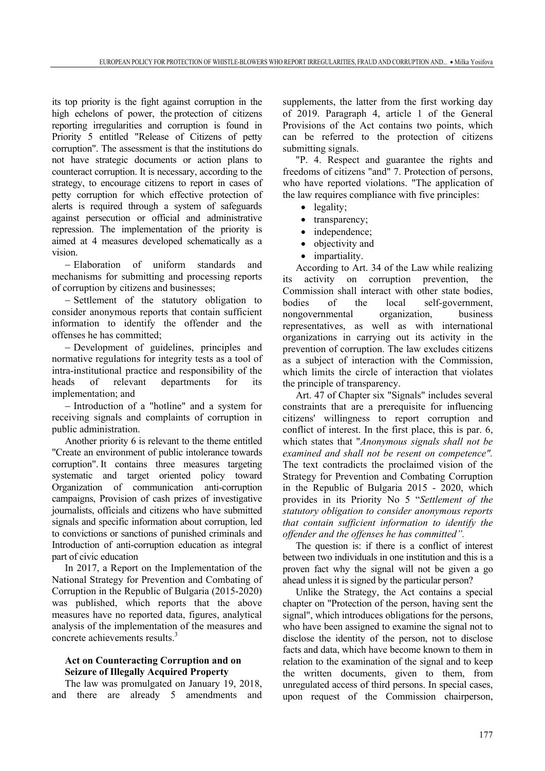its top priority is the fight against corruption in the high echelons of power, the protection of citizens reporting irregularities and corruption is found in Priority 5 entitled "Release of Citizens of petty corruption". The assessment is that the institutions do not have strategic documents or action plans to counteract corruption. It is necessary, according to the strategy, to encourage citizens to report in cases of petty corruption for which effective protection of alerts is required through a system of safeguards against persecution or official and administrative repression. The implementation of the priority is aimed at 4 measures developed schematically as a vision.

– Elaboration of uniform standards and mechanisms for submitting and processing reports of corruption by citizens and businesses;

– Settlement of the statutory obligation to consider anonymous reports that contain sufficient information to identify the offender and the offenses he has committed;

– Development of guidelines, principles and normative regulations for integrity tests as a tool of intra-institutional practice and responsibility of the heads of relevant departments for its implementation; and

– Introduction of a "hotline" and a system for receiving signals and complaints of corruption in public administration.

Another priority 6 is relevant to the theme entitled "Create an environment of public intolerance towards corruption". It contains three measures targeting systematic and target oriented policy toward Organization of communication anti-corruption campaigns, Provision of cash prizes of investigative journalists, officials and citizens who have submitted signals and specific information about corruption, led to convictions or sanctions of punished criminals and Introduction of anti-corruption education as integral part of civic education

In 2017, a Report on the Implementation of the National Strategy for Prevention and Combating of Corruption in the Republic of Bulgaria (2015-2020) was published, which reports that the above measures have no reported data, figures, analytical analysis of the implementation of the measures and concrete achievements results.[3]

### Act on Counteracting Corruption and on Seizure of Illegally Acquired Property

The law was promulgated on January 19, 2018, and there are already 5 amendments and supplements, the latter from the first working day of 2019. Paragraph 4, article 1 of the General Provisions of the Act contains two points, which can be referred to the protection of citizens submitting signals.

"P. 4. Respect and guarantee the rights and freedoms of citizens "and" 7. Protection of persons, who have reported violations. "The application of the law requires compliance with five principles:

- legality;
- transparency;
- independence;
- objectivity and
- impartiality.

According to Art. 34 of the Law while realizing its activity on corruption prevention, the Commission shall interact with other state bodies, bodies of the local self-government, nongovernmental organization, business representatives, as well as with international organizations in carrying out its activity in the prevention of corruption. The law excludes citizens as a subject of interaction with the Commission, which limits the circle of interaction that violates the principle of transparency.

Art. 47 of Chapter six "Signals" includes several constraints that are a prerequisite for influencing citizens' willingness to report corruption and conflict of interest. In the first place, this is par. 6, which states that "*Anonymous signals shall not be examined and shall not be resent on competence".* The text contradicts the proclaimed vision of the Strategy for Prevention and Combating Corruption in the Republic of Bulgaria 2015 - 2020, which provides in its Priority No 5 "*Settlement of the statutory obligation to consider anonymous reports that contain sufficient information to identify the offender and the offenses he has committed".*

The question is: if there is a conflict of interest between two individuals in one institution and this is a proven fact why the signal will not be given a go ahead unless it is signed by the particular person?

Unlike the Strategy, the Act contains a special chapter on "Protection of the person, having sent the signal", which introduces obligations for the persons, who have been assigned to examine the signal not to disclose the identity of the person, not to disclose facts and data, which have become known to them in relation to the examination of the signal and to keep the written documents, given to them, from unregulated access of third persons. In special cases, upon request of the Commission chairperson,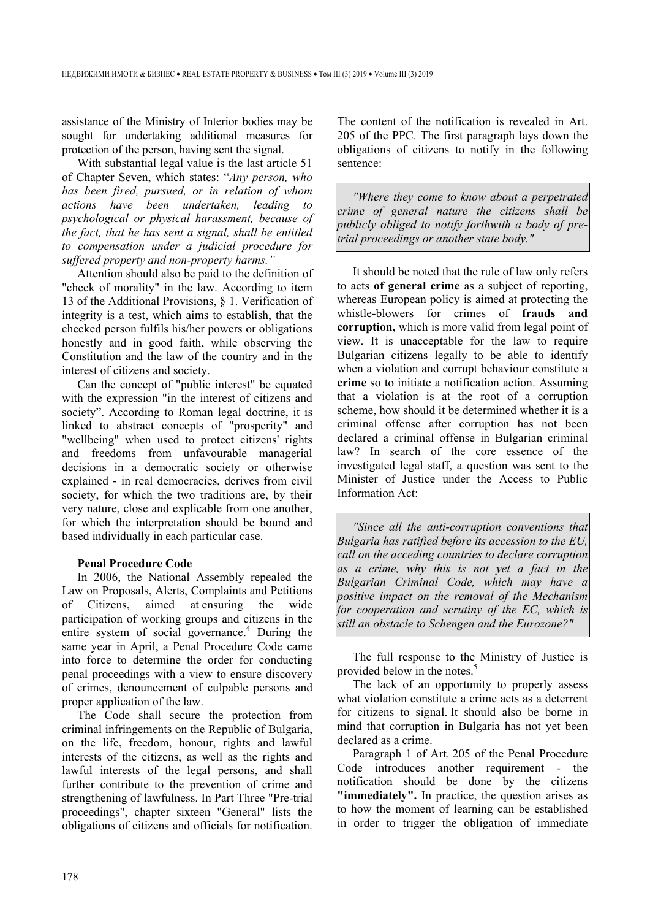assistance of the Ministry of Interior bodies may be sought for undertaking additional measures for protection of the person, having sent the signal.

With substantial legal value is the last article 51 of Chapter Seven, which states: "*Any person, who has been fired, pursued, or in relation of whom actions have been undertaken, leading to psychological or physical harassment, because of the fact, that he has sent a signal, shall be entitled to compensation under a judicial procedure for suffered property and non-property harms.*"

Attention should also be paid to the definition of "check of morality" in the law. According to item 13 of the Additional Provisions, § 1. Verification of integrity is a test, which aims to establish, that the checked person fulfils his/her powers or obligations honestly and in good faith, while observing the Constitution and the law of the country and in the interest of citizens and society.

Can the concept of "public interest" be equated with the expression "in the interest of citizens and society". According to Roman legal doctrine, it is linked to abstract concepts of "prosperity" and "wellbeing" when used to protect citizens' rights and freedoms from unfavourable managerial decisions in a democratic society or otherwise explained - in real democracies, derives from civil society, for which the two traditions are, by their very nature, close and explicable from one another, for which the interpretation should be bound and based individually in each particular case.

**Penal Procedure Code**

In 2006, the National Assembly repealed the Law on Proposals, Alerts, Complaints and Petitions of Citizens, aimed at ensuring the wide participation of working groups and citizens in the entire system of social governance.[4] During the same year in April, a Penal Procedure Code came into force to determine the order for conducting penal proceedings with a view to ensure discovery of crimes, denouncement of culpable persons and proper application of the law.

The Code shall secure the protection from criminal infringements on the Republic of Bulgaria, on the life, freedom, honour, rights and lawful interests of the citizens, as well as the rights and lawful interests of the legal persons, and shall further contribute to the prevention of crime and strengthening of lawfulness. In Part Three "Pre-trial proceedings", chapter sixteen "General" lists the obligations of citizens and officials for notification. The content of the notification is revealed in Art. 205 of the PPC. The first paragraph lays down the obligations of citizens to notify in the following sentence:

> *"Where they come to know about a perpetrated crime of general nature the citizens shall be publicly obliged to notify forthwith a body of pre-trial proceedings or another state body."*

It should be noted that the rule of law only refers to acts **of general crime** as a subject of reporting, whereas European policy is aimed at protecting the whistle-blowers for crimes of **frauds and corruption,** which is more valid from legal point of view. It is unacceptable for the law to require Bulgarian citizens legally to be able to identify when a violation and corrupt behaviour constitute a **crime** so to initiate a notification action. Assuming that a violation is at the root of a corruption scheme, how should it be determined whether it is a criminal offense after corruption has not been declared a criminal offense in Bulgarian criminal law? In search of the core essence of the investigated legal staff, a question was sent to the Minister of Justice under the Access to Public Information Act:

> *"Since all the anti-corruption conventions that Bulgaria has ratified before its accession to the EU, call on the acceding countries to declare corruption as a crime, why this is not yet a fact in the Bulgarian Criminal Code, which may have a positive impact on the removal of the Mechanism for cooperation and scrutiny of the EC, which is still an obstacle to Schengen and the Eurozone?"*

The full response to the Ministry of Justice is provided below in the notes.[5]

The lack of an opportunity to properly assess what violation constitute a crime acts as a deterrent for citizens to signal. It should also be borne in mind that corruption in Bulgaria has not yet been declared as a crime.

Paragraph 1 of Art. 205 of the Penal Procedure Code introduces another requirement - the notification should be done by the citizens **"immediately".** In practice, the question arises as to how the moment of learning can be established in order to trigger the obligation of immediate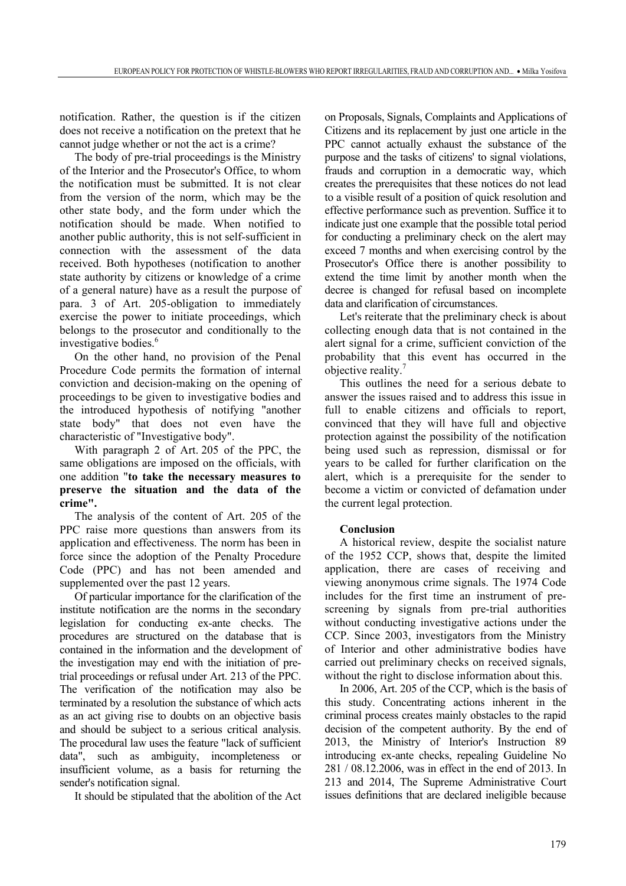notification. Rather, the question is if the citizen does not receive a notification on the pretext that he cannot judge whether or not the act is a crime?

The body of pre-trial proceedings is the Ministry of the Interior and the Prosecutor's Office, to whom the notification must be submitted. It is not clear from the version of the norm, which may be the other state body, and the form under which the notification should be made. When notified to another public authority, this is not self-sufficient in connection with the assessment of the data received. Both hypotheses (notification to another state authority by citizens or knowledge of a crime of a general nature) have as a result the purpose of para. 3 of Art. 205-obligation to immediately exercise the power to initiate proceedings, which belongs to the prosecutor and conditionally to the investigative bodies.[6]

On the other hand, no provision of the Penal Procedure Code permits the formation of internal conviction and decision-making on the opening of proceedings to be given to investigative bodies and the introduced hypothesis of notifying "another state body" that does not even have the characteristic of "Investigative body".

With paragraph 2 of Art. 205 of the PPC, the same obligations are imposed on the officials, with one addition "**to take the necessary measures to preserve the situation and the data of the crime**".

The analysis of the content of Art. 205 of the PPC raise more questions than answers from its application and effectiveness. The norm has been in force since the adoption of the Penalty Procedure Code (PPC) and has not been amended and supplemented over the past 12 years.

Of particular importance for the clarification of the institute notification are the norms in the secondary legislation for conducting ex-ante checks. The procedures are structured on the database that is contained in the information and the development of the investigation may end with the initiation of pre-trial proceedings or refusal under Art. 213 of the PPC. The verification of the notification may also be terminated by a resolution the substance of which acts as an act giving rise to doubts on an objective basis and should be subject to a serious critical analysis. The procedural law uses the feature "lack of sufficient data", such as ambiguity, incompleteness or insufficient volume, as a basis for returning the sender's notification signal.

It should be stipulated that the abolition of the Act on Proposals, Signals, Complaints and Applications of Citizens and its replacement by just one article in the PPC cannot actually exhaust the substance of the purpose and the tasks of citizens' to signal violations, frauds and corruption in a democratic way, which creates the prerequisites that these notices do not lead to a visible result of a position of quick resolution and effective performance such as prevention. Suffice it to indicate just one example that the possible total period for conducting a preliminary check on the alert may exceed 7 months and when exercising control by the Prosecutor's Office there is another possibility to extend the time limit by another month when the decree is changed for refusal based on incomplete data and clarification of circumstances.

Let's reiterate that the preliminary check is about collecting enough data that is not contained in the alert signal for a crime, sufficient conviction of the probability that this event has occurred in the objective reality.[7]

This outlines the need for a serious debate to answer the issues raised and to address this issue in full to enable citizens and officials to report, convinced that they will have full and objective protection against the possibility of the notification being used such as repression, dismissal or for years to be called for further clarification on the alert, which is a prerequisite for the sender to become a victim or convicted of defamation under the current legal protection.

**Conclusion**

A historical review, despite the socialist nature of the 1952 CCP, shows that, despite the limited application, there are cases of receiving and viewing anonymous crime signals. The 1974 Code includes for the first time an instrument of pre-screening by signals from pre-trial authorities without conducting investigative actions under the CCP. Since 2003, investigators from the Ministry of Interior and other administrative bodies have carried out preliminary checks on received signals, without the right to disclose information about this.

In 2006, Art. 205 of the CCP, which is the basis of this study. Concentrating actions inherent in the criminal process creates mainly obstacles to the rapid decision of the competent authority. By the end of 2013, the Ministry of Interior's Instruction 89 introducing ex-ante checks, repealing Guideline No 281 / 08.12.2006, was in effect in the end of 2013. In 213 and 2014, The Supreme Administrative Court issues definitions that are declared ineligible because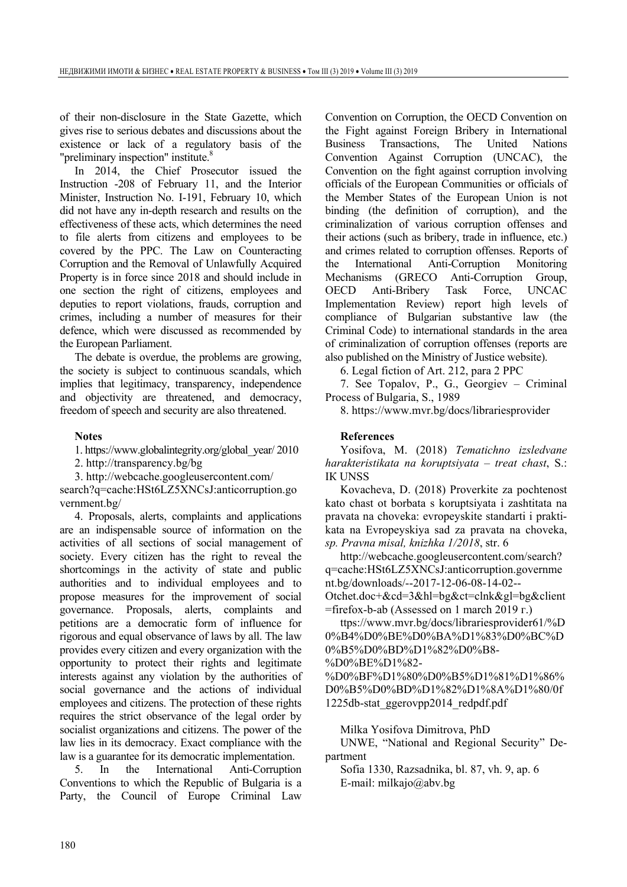of their non-disclosure in the State Gazette, which gives rise to serious debates and discussions about the existence or lack of a regulatory basis of the "preliminary inspection" institute.[8]

In 2014, the Chief Prosecutor issued the Instruction -208 of February 11, and the Interior Minister, Instruction No. I-191, February 10, which did not have any in-depth research and results on the effectiveness of these acts, which determines the need to file alerts from citizens and employees to be covered by the PPC. The Law on Counteracting Corruption and the Removal of Unlawfully Acquired Property is in force since 2018 and should include in one section the right of citizens, employees and deputies to report violations, frauds, corruption and crimes, including a number of measures for their defence, which were discussed as recommended by the European Parliament.

The debate is overdue, the problems are growing, the society is subject to continuous scandals, which implies that legitimacy, transparency, independence and objectivity are threatened, and democracy, freedom of speech and security are also threatened.

**Notes**

1. https://www.globalintegrity.org/global_year/ 2010

2. http://transparency.bg/bg

3. http://webcache.googleusercontent.com/search?q=cache:HSt6LZ5XNCsJ:anticorruption.government.bg/

4. Proposals, alerts, complaints and applications are an indispensable source of information on the activities of all sections of social management of society. Every citizen has the right to reveal the shortcomings in the activity of state and public authorities and to individual employees and to propose measures for the improvement of social governance. Proposals, alerts, complaints and petitions are a democratic form of influence for rigorous and equal observance of laws by all. The law provides every citizen and every organization with the opportunity to protect their rights and legitimate interests against any violation by the authorities of social governance and the actions of individual employees and citizens. The protection of these rights requires the strict observance of the legal order by socialist organizations and citizens. The power of the law lies in its democracy. Exact compliance with the law is a guarantee for its democratic implementation.

5. In the International Anti-Corruption Conventions to which the Republic of Bulgaria is a Party, the Council of Europe Criminal Law Convention on Corruption, the OECD Convention on the Fight against Foreign Bribery in International Business Transactions, The United Nations Convention Against Corruption (UNCAC), the Convention on the fight against corruption involving officials of the European Communities or officials of the Member States of the European Union is not binding (the definition of corruption), and the criminalization of various corruption offenses and their actions (such as bribery, trade in influence, etc.) and crimes related to corruption offenses. Reports of the International Anti-Corruption Monitoring Mechanisms (GRECO Anti-Corruption Group, OECD Anti-Bribery Task Force, UNCAC Implementation Review) report high levels of compliance of Bulgarian substantive law (the Criminal Code) to international standards in the area of criminalization of corruption offenses (reports are also published on the Ministry of Justice website).

6. Legal fiction of Art. 212, para 2 PPC

7. See Topalov, P., G., Georgiev – Criminal Process of Bulgaria, S., 1989

8. https://www.mvr.bg/docs/librariesprovider

**References**

Yosifova, M. (2018) *Tematichno izsledvane harakteristikata na koruptsiyata – treat chast*, S.: IK UNSS

Kovacheva, D. (2018) Proverkite za pochtenost kato chast ot borbata s koruptsiyata i zashtitata na pravata na choveka: evropeyskite standarti i praktikata na Evropeyskiya sad za pravata na choveka, *sp. Pravna misal, knizhka 1/2018*, str. 6

http://webcache.googleusercontent.com/search?q=cache:HSt6LZ5XNCsJ:anticorruption.government.bg/downloads/--2017-12-06-08-14-02--Otchet.doc+&cd=3&hl=bg&ct=clnk&gl=bg&client=firefox-b-ab (Assessed on 1 march 2019 г.)

ttps://www.mvr.bg/docs/librariesprovider61/%D0%B4%D0%BE%D0%BA%D1%83%D0%BC%D0%B5%D0%BD%D1%82%D0%B8-%D0%BE%D1%82-%D0%BF%D1%80%D0%B5%D1%81%D1%86%D0%B5%D0%BD%D1%82%D1%8A%D1%80/0f1225db-stat_ggerovpp2014_redpdf.pdf

Milka Yosifova Dimitrova, PhD

UNWE, "National and Regional Security" Department

Sofia 1330, Razsadnika, bl. 87, vh. 9, ap. 6

E-mail: milkajo@abv.bg